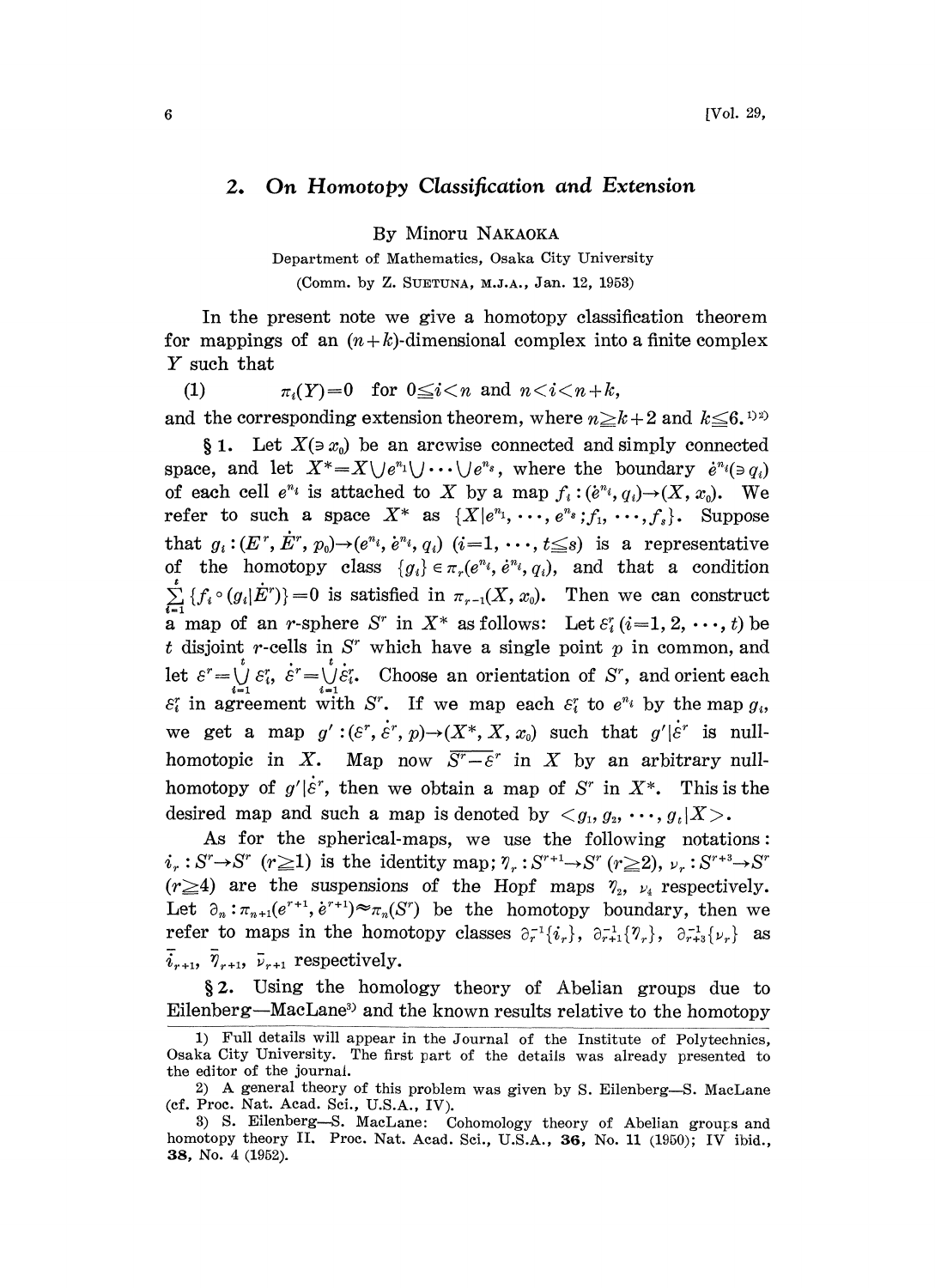## 2. *On Homotopy Classification and Extension*

By Minoru NAKAOKA

Department of Mathematics, Osaka City University

(Comm. by Z. SUETUNA, M.J.A., Jan. 12, 1953)

In the present note we give a homotopy classification theorem for mappings of an $(n+k)$-dimensional complex into a finite complex $Y$ such that

(1) $\qquad \pi_i(Y)=0 \quad \text{for } 0 \leqq i < n \text{ and } n < i < n+k,$

and the corresponding extension theorem, where $n \geqq k+2$ and $k \leqq 6.$[1][2]

§ 1. Let $X(\ni x_0)$ be an arcwise connected and simply connected space, and let $X^* = X \cup e^{n_1} \cup \cdots \cup e^{n_s}$, where the boundary $\dot{e}^{n_i}(\ni q_i)$ of each cell $e^{n_i}$ is attached to $X$ by a map $f_i : (\dot{e}^{n_i}, q_i) \to (X, x_0)$. We refer to such a space $X^*$ as $\{X | e^{n_1}, \cdots, e^{n_s}; f_1, \cdots, f_s\}$. Suppose that $g_i : (E^r, \dot{E}^r, p_0) \to (e^{n_i}, \dot{e}^{n_i}, q_i)$ $(i=1, \cdots, t \leqq s)$ is a representative of the homotopy class $\{g_i\} \in \pi_r(e^{n_i}, \dot{e}^{n_i}, q_i)$, and that a condition $\sum_{i=1}^{t} \{f_i \circ (g_i | \dot{E}^r)\} = 0$ is satisfied in $\pi_{r-1}(X, x_0)$. Then we can construct a map of an $r$-sphere $S^r$ in $X^*$ as follows: Let $\varepsilon_i^r$ $(i=1, 2, \cdots, t)$ be $t$ disjoint $r$-cells in $S^r$ which have a single point $p$ in common, and let $\varepsilon^r = \bigcup_{i=1}^{t} \varepsilon_i^r$, $\dot{\varepsilon}^r = \bigcup_{i=1}^{t} \dot{\varepsilon}_i^r$. Choose an orientation of $S^r$, and orient each $\varepsilon_i^r$ in agreement with $S^r$. If we map each $\varepsilon_i^r$ to $e^{n_i}$ by the map $g_i$, we get a map $g' : (\varepsilon^r, \dot{\varepsilon}^r, p) \to (X^*, X, x_0)$ such that $g' | \dot{\varepsilon}^r$ is null-homotopic in $X$. Map now $\overline{S^r - \varepsilon^r}$ in $X$ by an arbitrary null-homotopy of $g' | \dot{\varepsilon}^r$, then we obtain a map of $S^r$ in $X^*$. This is the desired map and such a map is denoted by $< g_1, g_2, \cdots, g_t | X >$.

As for the spherical-maps, we use the following notations: $i_r : S^r \to S^r$ $(r \geqq 1)$ is the identity map; $\eta_r : S^{r+1} \to S^r$ $(r \geqq 2)$, $\nu_r : S^{r+3} \to S^r$ $(r \geqq 4)$ are the suspensions of the Hopf maps $\eta_2$, $\nu_4$ respectively. Let $\partial_n : \pi_{n+1}(e^{r+1}, \dot{e}^{r+1}) \approx \pi_n(S^r)$ be the homotopy boundary, then we refer to maps in the homotopy classes $\partial_r^{-1}\{i_r\}$, $\partial_{r+1}^{-1}\{\eta_r\}$, $\partial_{r+3}^{-1}\{\nu_r\}$ as $\bar{i}_{r+1}$, $\bar{\eta}_{r+1}$, $\bar{\nu}_{r+1}$ respectively.

§ 2. Using the homology theory of Abelian groups due to Eilenberg—MacLane[3] and the known results relative to the homotopy

---

1) Full details will appear in the Journal of the Institute of Polytechnics, Osaka City University. The first part of the details was already presented to the editor of the journal.

2) A general theory of this problem was given by S. Eilenberg—S. MacLane (cf. Proc. Nat. Acad. Sci., U.S.A., IV).

3) S. Eilenberg—S. MacLane: Cohomology theory of Abelian groups and homotopy theory II. Proc. Nat. Acad. Sci., U.S.A., **36**, No. 11 (1950); IV ibid., **38**, No. 4 (1952).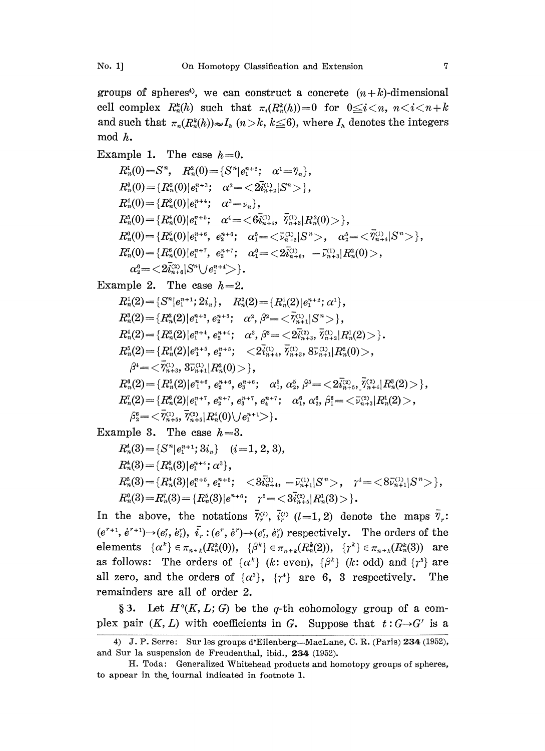groups of spheres[4], we can construct a concrete $(n+k)$-dimensional cell complex $R_n^k(h)$ such that $\pi_i(R_n^k(h))=0$ for $0\leqq i<n$, $n<i<n+k$ and such that $\pi_n(R_n^k(h))\approx I_h$ $(n>k,\ k\leqq 6)$, where $I_h$ denotes the integers mod $h$.

Example 1. The case $h=0$.

$R_n^1(0)=S^n$, $R_n^2(0)=\{S^n|e_1^{n+2};\ \alpha^1=\eta_n\}$,

$R_n^3(0)=\{R_n^2(0)|e_1^{n+3};\ \alpha^2=<2\bar{i}_{n+2}^{(1)}|S^n>\}$,

$R_n^4(0)=\{R_n^3(0)|e_1^{n+4};\ \alpha^3=\nu_n\}$,

$R_n^5(0)=\{R_n^4(0)|e_1^{n+5};\ \alpha^4=<6\bar{i}_{n+4}^{(1)},\ \bar{\eta}_{n+3}^{(1)}|R_n^2(0)>\}$,

$R_n^6(0)=\{R_n^5(0)|e_1^{n+6},\ e_2^{n+6};\ \alpha_1^5=<\bar{\nu}_{n+2}^{(1)}|S^n>,\ \alpha_2^5=<\bar{\eta}_{n+4}^{(1)}|S^n>\}$,

$R_n^7(0)=\{R_n^6(0)|e_1^{n+7},\ e_2^{n+7};\ \alpha_1^6=<2\bar{i}_{n+6}^{(1)},\ -\bar{\nu}_{n+3}^{(1)}|R_n^2(0)>$,

$\alpha_2^6=<2\bar{i}_{n+6}^{(2)}|S^n\cup e_1^{n+4}>\}$.

Example 2. The case $h=2$.

$R_n^1(2)=\{S^n|e_1^{n+1};2i_n\}$, $R_n^2(2)=\{R_n^1(2)|e_1^{n+2};\alpha^1\}$,

$R_n^3(2)=\{R_n^2(2)|e_1^{n+3},e_2^{n+3};\ \alpha^2,\beta^2=<\bar{\eta}_{n+1}^{(1)}|S^n>\}$,

$R_n^4(2)=\{R_n^3(2)|e_1^{n+4},e_2^{n+4};\ \alpha^3,\beta^3=<2\bar{i}_{n+3}^{(2)},\ \bar{\eta}_{n+2}^{(1)}|R_n^1(2)>\}$.

$R_n^5(2)=\{R_n^4(2)|e_1^{n+5},e_2^{n+5};\ <2\bar{i}_{n+4}^{(1)},\ \bar{\eta}_{n+3}^{(1)},\ 8\bar{\nu}_{n+1}^{(1)}|R_n^2(0)>$,

$\beta^4=<\bar{\eta}_{n+3}^{(1)},\ 3\bar{\nu}_{n+1}^{(1)}|R_n^2(0)>\}$,

$R_n^6(2)=\{R_n^5(2)|e_1^{n+6},e_2^{n+6},e_3^{n+6};\ \alpha_1^5,\alpha_2^5,\beta^5=<2\bar{i}_{n+5}^{(2)},\bar{\eta}_{n+4}^{(2)}|R_n^3(2)>\}$,

$R_n^7(2)=\{R_n^6(2)|e_1^{n+7},e_2^{n+7},e_3^{n+7},e_4^{n+7};\ \alpha_1^6,\alpha_2^6,\beta_1^6=<\bar{\nu}_{n+3}^{(2)}|R_n^1(2)>$,

$\beta_2^6=<\bar{\eta}_{n+5}^{(1)},\ \bar{\eta}_{n+5}^{(2)}|R_n^4(0)\cup e_1^{n+1}>\}$.

Example 3. The case $h=3$.

$R_n^i(3)=\{S^n|e_1^{n+1};3i_n\}$ $(i=1,2,3)$,

$R_n^4(3)=\{R_n^3(3)|e_1^{n+4};\alpha^3\}$,

$R_n^5(3)=\{R_n^4(3)|e_1^{n+5},e_2^{n+5};\ <3\bar{i}_{n+4}^{(1)},\ -\bar{\nu}_{n+1}^{(1)}|S^n>,\ \gamma^4=<8\bar{\nu}_{n+1}^{(1)}|S^n>\}$,

$R_n^6(3)=R_n^7(3)=\{R_n^5(3)|e^{n+6};\ \gamma^5=<3\bar{i}_{n+5}^{(2)}|R_n^1(3)>\}$.

In the above, the notations $\bar{\eta}_r^{(l)}$, $\bar{i}_r^{(l)}$ $(l=1,2)$ denote the maps $\bar{\eta}_r$: $(e^{r+1},\dot{e}^{r+1})\to(e_l^r,\dot{e}_l^r)$, $\bar{i}_r:(e^r,\dot{e}^r)\to(e_l^r,\dot{e}_l^r)$ respectively. The orders of the elements $\{\alpha^k\}\in\pi_{n+k}(R_n^k(0))$, $\{\beta^k\}\in\pi_{n+k}(R_n^k(2))$, $\{\gamma^k\}\in\pi_{n+k}(R_n^k(3))$ are as follows: The orders of $\{\alpha^k\}$ ($k$: even), $\{\beta^k\}$ ($k$: odd) and $\{\gamma^5\}$ are all zero, and the orders of $\{\alpha^3\}$, $\{\gamma^4\}$ are 6, 3 respectively. The remainders are all of order 2.

§3. Let $H^q(K,L;G)$ be the $q$-th cohomology group of a complex pair $(K,L)$ with coefficients in $G$. Suppose that $t:G\to G'$ is a

---

4) J. P. Serre: Sur les groups d'Eilenberg—MacLane, C. R. (Paris) **234** (1952), and Sur la suspension de Freudenthal, ibid., **234** (1952).

H. Toda: Generalized Whitehead products and homotopy groups of spheres, to appear in the journal indicated in footnote 1.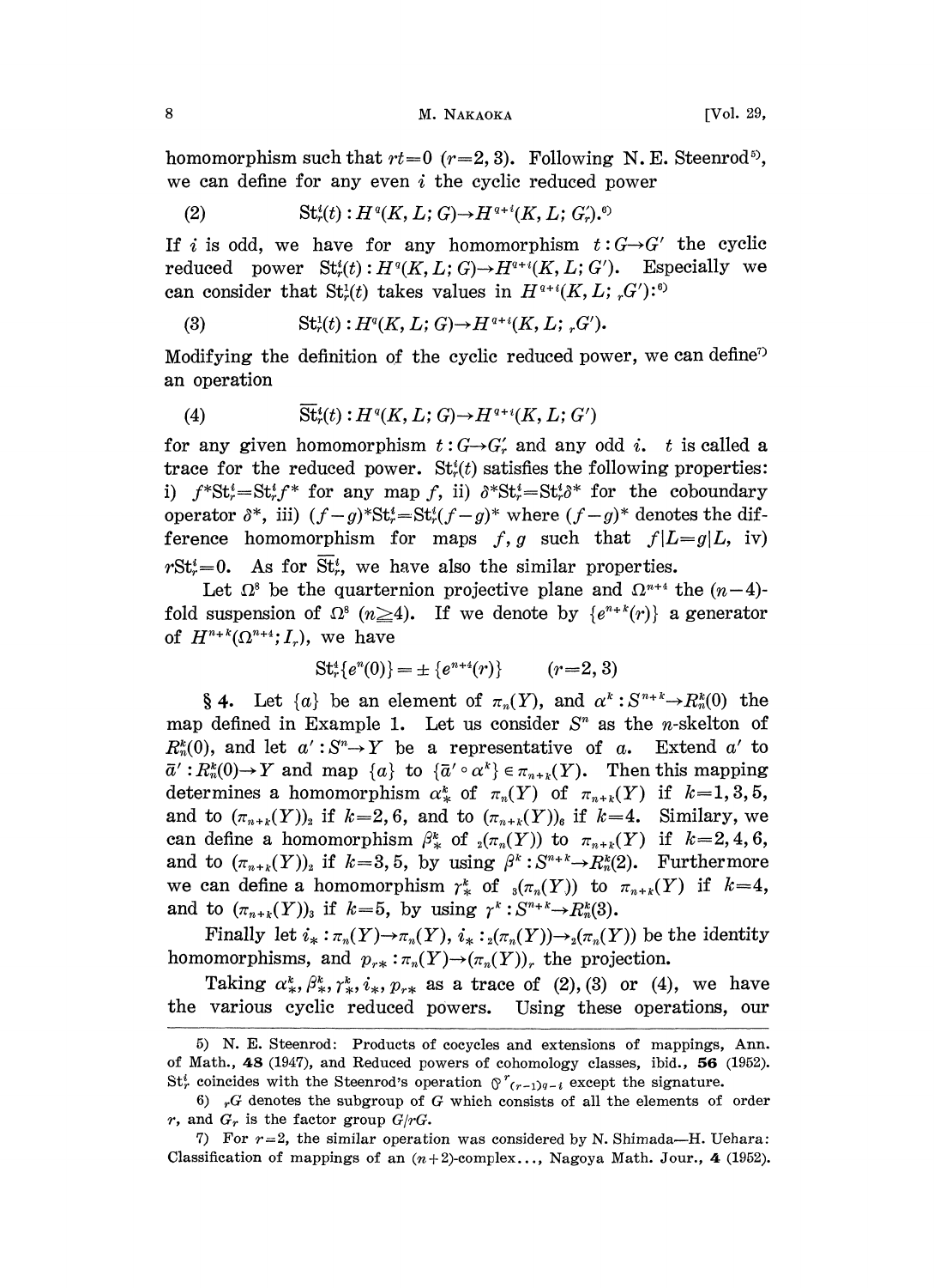homomorphism such that $rt=0$ $(r=2,3)$. Following N. E. Steenrod[5], we can define for any even $i$ the cyclic reduced power

$$\text{(2)} \qquad \mathrm{St}_r^i(t): H^q(K,L;G)\to H^{q+i}(K,L;G_r').^{6)}$$

If $i$ is odd, we have for any homomorphism $t: G\to G'$ the cyclic reduced power $\mathrm{St}_r^i(t): H^q(K,L;G)\to H^{q+i}(K,L;G')$. Especially we can consider that $\mathrm{St}_r^i(t)$ takes values in $H^{q+i}(K,L;{}_rG')$:[6]

$$\text{(3)} \qquad \mathrm{St}_r^i(t): H^q(K,L;G)\to H^{q+i}(K,L;{}_rG').$$

Modifying the definition of the cyclic reduced power, we can define[7] an operation

$$\text{(4)} \qquad \overline{\mathrm{St}}_r^i(t): H^q(K,L;G)\to H^{q+i}(K,L;G')$$

for any given homomorphism $t: G\to G_r'$ and any odd $i$. $t$ is called a trace for the reduced power. $\mathrm{St}_r^i(t)$ satisfies the following properties: i) $f^*\mathrm{St}_r^i=\mathrm{St}_r^i f^*$ for any map $f$, ii) $\delta^*\mathrm{St}_r^i=\mathrm{St}_r^i\delta^*$ for the coboundary operator $\delta^*$, iii) $(f-g)^*\mathrm{St}_r^i=\mathrm{St}_r^i(f-g)^*$ where $(f-g)^*$ denotes the difference homomorphism for maps $f,g$ such that $f|L=g|L$, iv) $r\mathrm{St}_r^i=0$. As for $\overline{\mathrm{St}}_r^i$, we have also the similar properties.

Let $\Omega^8$ be the quarternion projective plane and $\Omega^{n+4}$ the $(n-4)$-fold suspension of $\Omega^8$ $(n\geqq 4)$. If we denote by $\{e^{n+k}(r)\}$ a generator of $H^{n+k}(\Omega^{n+4};I_r)$, we have

$$\mathrm{St}_r^4\{e^n(0)\}=\pm\{e^{n+4}(r)\} \qquad (r=2,3)$$

§ 4. Let $\{a\}$ be an element of $\pi_n(Y)$, and $\alpha^k: S^{n+k}\to R_n^k(0)$ the map defined in Example 1. Let us consider $S^n$ as the $n$-skelton of $R_n^k(0)$, and let $a': S^n\to Y$ be a representative of $a$. Extend $a'$ to $\bar{a}': R_n^k(0)\to Y$ and map $\{a\}$ to $\{\bar{a}'\circ\alpha^k\}\in\pi_{n+k}(Y)$. Then this mapping determines a homomorphism $\alpha_*^k$ of $\pi_n(Y)$ of $\pi_{n+k}(Y)$ if $k=1,3,5$, and to $(\pi_{n+k}(Y))_2$ if $k=2,6$, and to $(\pi_{n+k}(Y))_6$ if $k=4$. Similary, we can define a homomorphism $\beta_*^k$ of ${}_2(\pi_n(Y))$ to $\pi_{n+k}(Y)$ if $k=2,4,6$, and to $(\pi_{n+k}(Y))_2$ if $k=3,5$, by using $\beta^k: S^{n+k}\to R_n^k(2)$. Furthermore we can define a homomorphism $\gamma_*^k$ of ${}_3(\pi_n(Y))$ to $\pi_{n+k}(Y)$ if $k=4$, and to $(\pi_{n+k}(Y))_3$ if $k=5$, by using $\gamma^k: S^{n+k}\to R_n^k(3)$.

Finally let $i_*:\pi_n(Y)\to\pi_n(Y)$, $i_*:{}_2(\pi_n(Y))\to{}_2(\pi_n(Y))$ be the identity homomorphisms, and $p_{r*}:\pi_n(Y)\to(\pi_n(Y))_r$ the projection.

Taking $\alpha_*^k,\beta_*^k,\gamma_*^k,i_*,p_{r*}$ as a trace of (2), (3) or (4), we have the various cyclic reduced powers. Using these operations, our

---

5) N. E. Steenrod: Products of cocycles and extensions of mappings, Ann. of Math., **48** (1947), and Reduced powers of cohomology classes, ibid., **56** (1952). $\mathrm{St}_r^i$ coincides with the Steenrod's operation $\mathfrak{P}^r{}_{(r-1)q-i}$ except the signature.

6) ${}_rG$ denotes the subgroup of $G$ which consists of all the elements of order $r$, and $G_r$ is the factor group $G/rG$.

7) For $r=2$, the similar operation was considered by N. Shimada—H. Uehara: Classification of mappings of an $(n+2)$-complex..., Nagoya Math. Jour., **4** (1952).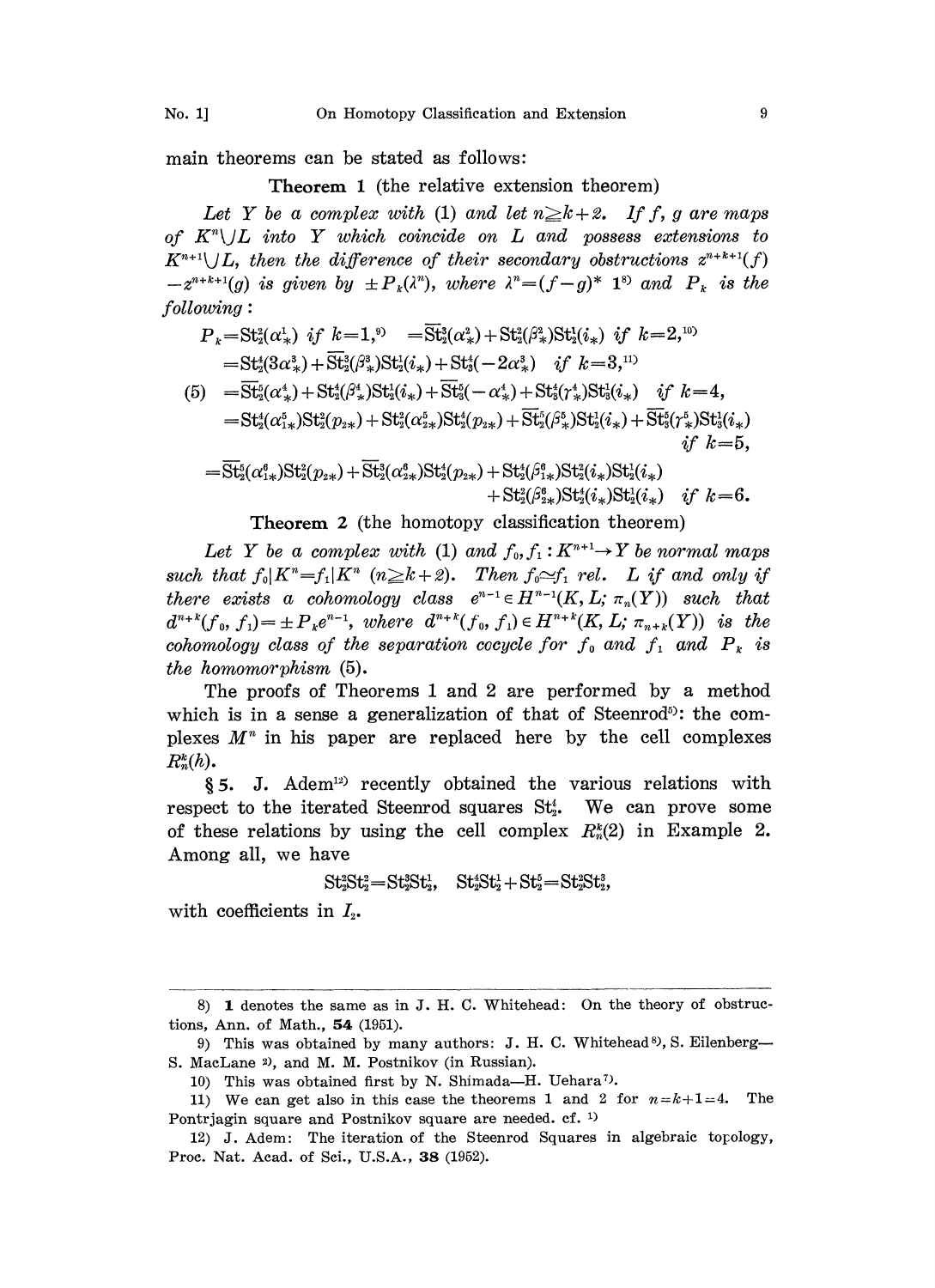main theorems can be stated as follows:

**Theorem 1** (the relative extension theorem)

*Let $Y$ be a complex with* (1) *and let $n \geqq k+2$. If $f, g$ are maps of $K^n \cup L$ into $Y$ which coincide on $L$ and possess extensions to $K^{n+1} \cup L$, then the difference of their secondary obstructions $z^{n+k+1}(f) - z^{n+k+1}(g)$ is given by $\pm P_k(\lambda^n)$, where $\lambda^n = (f-g)^* \mathbf{1}$*[8] *and $P_k$ is the following*:

$$
\begin{aligned}
P_k &= \mathrm{St}_2^1(\alpha_*^1) \text{ if } k=1,^{9)} \quad = \overline{\mathrm{St}}_2^3(\alpha_*^2) + \mathrm{St}_2^2(\beta_*^2)\mathrm{St}_2^1(i_*) \text{ if } k=2,^{10)} \\
&= \mathrm{St}_2^4(3\alpha_*^3) + \overline{\mathrm{St}}_2^3(\beta_*^3)\mathrm{St}_2^1(i_*) + \mathrm{St}_3^4(-2\alpha_*^3) \text{ if } k=3,^{11)} \\
(5) \quad &= \overline{\mathrm{St}}_2^5(\alpha_*^4) + \mathrm{St}_2^4(\beta_*^4)\mathrm{St}_2^1(i_*) + \overline{\mathrm{St}}_3^5(-\alpha_*^4) + \mathrm{St}_3^4(\gamma_*^4)\mathrm{St}_3^1(i_*) \text{ if } k=4, \\
&= \mathrm{St}_2^4(\alpha_{1*}^5)\mathrm{St}_2^2(p_{2*}) + \mathrm{St}_2^2(\alpha_{2*}^5)\mathrm{St}_2^4(p_{2*}) + \overline{\mathrm{St}}_2^5(\beta_*^5)\mathrm{St}_2^1(i_*) + \overline{\mathrm{St}}_3^5(\gamma_*^5)\mathrm{St}_3^1(i_*) \\
&\qquad \text{if } k=5, \\
&= \overline{\mathrm{St}}_2^5(\alpha_{1*}^6)\mathrm{St}_2^2(p_{2*}) + \overline{\mathrm{St}}_2^3(\alpha_{2*}^6)\mathrm{St}_2^4(p_{2*}) + \mathrm{St}_2^4(\beta_{1*}^6)\mathrm{St}_2^2(i_*)\mathrm{St}_2^1(i_*) \\
&\qquad + \mathrm{St}_2^2(\beta_{2*}^6)\mathrm{St}_2^4(i_*)\mathrm{St}_2^1(i_*) \text{ if } k=6.
\end{aligned}
$$

**Theorem 2** (the homotopy classification theorem)

*Let $Y$ be a complex with* (1) *and $f_0, f_1 : K^{n+1} \to Y$ be normal maps such that $f_0 | K^n = f_1 | K^n$ $(n \geqq k+2)$. Then $f_0 \simeq f_1$ rel. $L$ if and only if there exists a cohomology class $e^{n-1} \in H^{n-1}(K, L; \pi_n(Y))$ such that $d^{n+k}(f_0, f_1) = \pm P_k e^{n-1}$, where $d^{n+k}(f_0, f_1) \in H^{n+k}(K, L; \pi_{n+k}(Y))$ is the cohomology class of the separation cocycle for $f_0$ and $f_1$ and $P_k$ is the homomorphism* (5).

The proofs of Theorems 1 and 2 are performed by a method which is in a sense a generalization of that of Steenrod[5]: the complexes $M^n$ in his paper are replaced here by the cell complexes $R_n^k(h)$.

§ 5. J. Adem[12] recently obtained the various relations with respect to the iterated Steenrod squares $\mathrm{St}_2^i$. We can prove some of these relations by using the cell complex $R_n^k(2)$ in Example 2. Among all, we have

$$\mathrm{St}_2^2\mathrm{St}_2^2 = \mathrm{St}_2^3\mathrm{St}_2^1, \quad \mathrm{St}_2^4\mathrm{St}_2^1 + \mathrm{St}_2^5 = \mathrm{St}_2^2\mathrm{St}_2^3,$$

with coefficients in $I_2$.

---

8) **1** denotes the same as in J. H. C. Whitehead: On the theory of obstructions, Ann. of Math., **54** (1951).

9) This was obtained by many authors: J. H. C. Whitehead[8], S. Eilenberg—S. MacLane[2], and M. M. Postnikov (in Russian).

10) This was obtained first by N. Shimada—H. Uehara[7].

11) We can get also in this case the theorems 1 and 2 for $n=k+1=4$. The Pontrjagin square and Postnikov square are needed. cf. [1]

12) J. Adem: The iteration of the Steenrod Squares in algebraic topology, Proc. Nat. Acad. of Sci., U.S.A., **38** (1952).